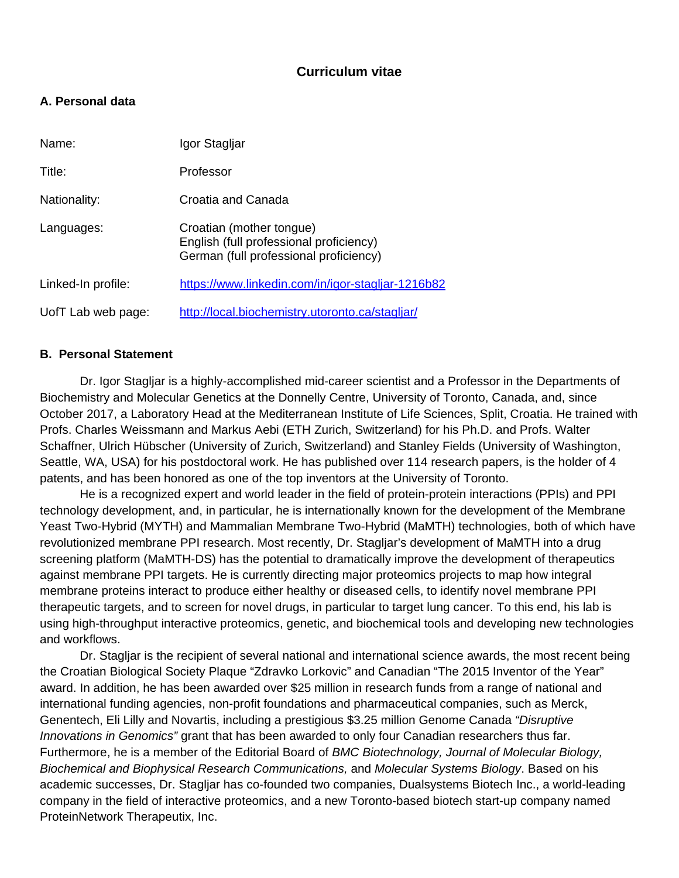# Curriculum vitae

## A. Personal data

| | |
|---|---|
| Name: | Igor Stagljar |
| Title: | Professor |
| Nationality: | Croatia and Canada |
| Languages: | Croatian (mother tongue)<br>English (full professional proficiency)<br>German (full professional proficiency) |
| Linked-In profile: | https://www.linkedin.com/in/igor-stagljar-1216b82 |
| UofT Lab web page: | http://local.biochemistry.utoronto.ca/stagljar/ |

## B. Personal Statement

Dr. Igor Stagljar is a highly-accomplished mid-career scientist and a Professor in the Departments of Biochemistry and Molecular Genetics at the Donnelly Centre, University of Toronto, Canada, and, since October 2017, a Laboratory Head at the Mediterranean Institute of Life Sciences, Split, Croatia. He trained with Profs. Charles Weissmann and Markus Aebi (ETH Zurich, Switzerland) for his Ph.D. and Profs. Walter Schaffner, Ulrich Hübscher (University of Zurich, Switzerland) and Stanley Fields (University of Washington, Seattle, WA, USA) for his postdoctoral work. He has published over 114 research papers, is the holder of 4 patents, and has been honored as one of the top inventors at the University of Toronto.

He is a recognized expert and world leader in the field of protein-protein interactions (PPIs) and PPI technology development, and, in particular, he is internationally known for the development of the Membrane Yeast Two-Hybrid (MYTH) and Mammalian Membrane Two-Hybrid (MaMTH) technologies, both of which have revolutionized membrane PPI research. Most recently, Dr. Stagljar's development of MaMTH into a drug screening platform (MaMTH-DS) has the potential to dramatically improve the development of therapeutics against membrane PPI targets. He is currently directing major proteomics projects to map how integral membrane proteins interact to produce either healthy or diseased cells, to identify novel membrane PPI therapeutic targets, and to screen for novel drugs, in particular to target lung cancer. To this end, his lab is using high-throughput interactive proteomics, genetic, and biochemical tools and developing new technologies and workflows.

Dr. Stagljar is the recipient of several national and international science awards, the most recent being the Croatian Biological Society Plaque "Zdravko Lorkovic" and Canadian "The 2015 Inventor of the Year" award. In addition, he has been awarded over $25 million in research funds from a range of national and international funding agencies, non-profit foundations and pharmaceutical companies, such as Merck, Genentech, Eli Lilly and Novartis, including a prestigious $3.25 million Genome Canada *"Disruptive Innovations in Genomics"* grant that has been awarded to only four Canadian researchers thus far. Furthermore, he is a member of the Editorial Board of *BMC Biotechnology, Journal of Molecular Biology, Biochemical and Biophysical Research Communications,* and *Molecular Systems Biology*. Based on his academic successes, Dr. Stagljar has co-founded two companies, Dualsystems Biotech Inc., a world-leading company in the field of interactive proteomics, and a new Toronto-based biotech start-up company named ProteinNetwork Therapeutix, Inc.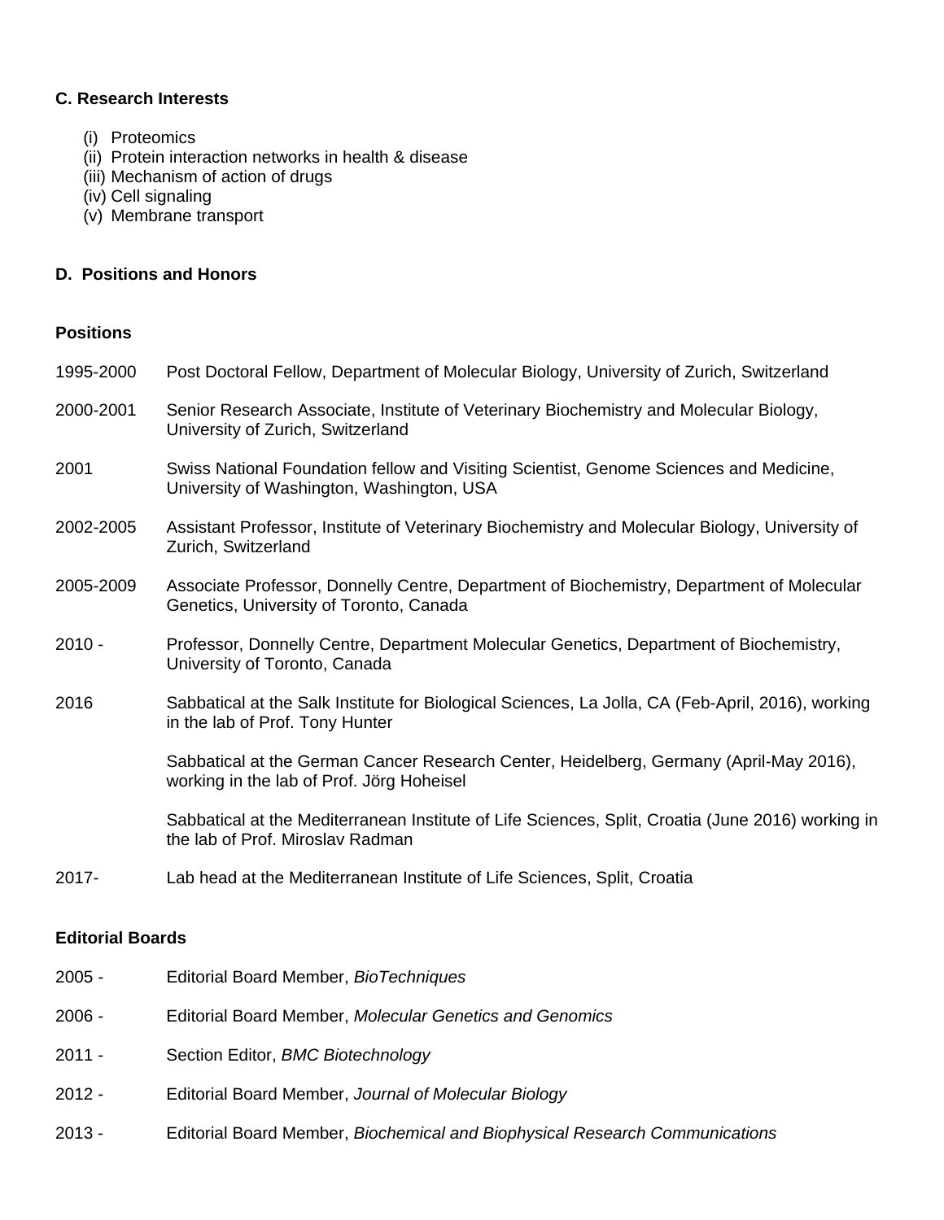### C. Research Interests

(i) Proteomics
(ii) Protein interaction networks in health & disease
(iii) Mechanism of action of drugs
(iv) Cell signaling
(v) Membrane transport

### D. Positions and Honors

#### Positions

1995-2000 Post Doctoral Fellow, Department of Molecular Biology, University of Zurich, Switzerland

2000-2001 Senior Research Associate, Institute of Veterinary Biochemistry and Molecular Biology, University of Zurich, Switzerland

2001 Swiss National Foundation fellow and Visiting Scientist, Genome Sciences and Medicine, University of Washington, Washington, USA

2002-2005 Assistant Professor, Institute of Veterinary Biochemistry and Molecular Biology, University of Zurich, Switzerland

2005-2009 Associate Professor, Donnelly Centre, Department of Biochemistry, Department of Molecular Genetics, University of Toronto, Canada

2010 - Professor, Donnelly Centre, Department Molecular Genetics, Department of Biochemistry, University of Toronto, Canada

2016 Sabbatical at the Salk Institute for Biological Sciences, La Jolla, CA (Feb-April, 2016), working in the lab of Prof. Tony Hunter

Sabbatical at the German Cancer Research Center, Heidelberg, Germany (April-May 2016), working in the lab of Prof. Jörg Hoheisel

Sabbatical at the Mediterranean Institute of Life Sciences, Split, Croatia (June 2016) working in the lab of Prof. Miroslav Radman

2017- Lab head at the Mediterranean Institute of Life Sciences, Split, Croatia

#### Editorial Boards

2005 - Editorial Board Member, *BioTechniques*

2006 - Editorial Board Member, *Molecular Genetics and Genomics*

2011 - Section Editor, *BMC Biotechnology*

2012 - Editorial Board Member, *Journal of Molecular Biology*

2013 - Editorial Board Member, *Biochemical and Biophysical Research Communications*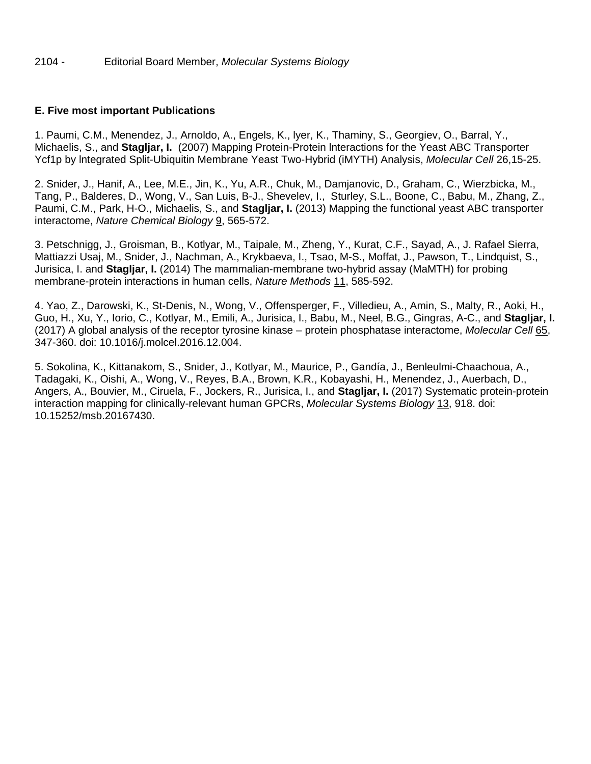2104 - Editorial Board Member, *Molecular Systems Biology*

**E. Five most important Publications**

1. Paumi, C.M., Menendez, J., Arnoldo, A., Engels, K., lyer, K., Thaminy, S., Georgiev, O., Barral, Y., Michaelis, S., and **Stagljar, I.** (2007) Mapping Protein-Protein lnteractions for the Yeast ABC Transporter Ycf1p by lntegrated Split-Ubiquitin Membrane Yeast Two-Hybrid (iMYTH) Analysis, *Molecular Cell* 26,15-25.

2. Snider, J., Hanif, A., Lee, M.E., Jin, K., Yu, A.R., Chuk, M., Damjanovic, D., Graham, C., Wierzbicka, M., Tang, P., Balderes, D., Wong, V., San Luis, B-J., Shevelev, I., Sturley, S.L., Boone, C., Babu, M., Zhang, Z., Paumi, C.M., Park, H-O., Michaelis, S., and **Stagljar, I.** (2013) Mapping the functional yeast ABC transporter interactome, *Nature Chemical Biology* 9, 565-572.

3. Petschnigg, J., Groisman, B., Kotlyar, M., Taipale, M., Zheng, Y., Kurat, C.F., Sayad, A., J. Rafael Sierra, Mattiazzi Usaj, M., Snider, J., Nachman, A., Krykbaeva, I., Tsao, M-S., Moffat, J., Pawson, T., Lindquist, S., Jurisica, I. and **Stagljar, I.** (2014) The mammalian-membrane two-hybrid assay (MaMTH) for probing membrane-protein interactions in human cells, *Nature Methods* 11, 585-592.

4. Yao, Z., Darowski, K., St-Denis, N., Wong, V., Offensperger, F., Villedieu, A., Amin, S., Malty, R., Aoki, H., Guo, H., Xu, Y., Iorio, C., Kotlyar, M., Emili, A., Jurisica, I., Babu, M., Neel, B.G., Gingras, A-C., and **Stagljar, I.** (2017) A global analysis of the receptor tyrosine kinase – protein phosphatase interactome, *Molecular Cell* 65, 347-360. doi: 10.1016/j.molcel.2016.12.004.

5. Sokolina, K., Kittanakom, S., Snider, J., Kotlyar, M., Maurice, P., Gandía, J., Benleulmi-Chaachoua, A., Tadagaki, K., Oishi, A., Wong, V., Reyes, B.A., Brown, K.R., Kobayashi, H., Menendez, J., Auerbach, D., Angers, A., Bouvier, M., Ciruela, F., Jockers, R., Jurisica, I., and **Stagljar, I.** (2017) Systematic protein-protein interaction mapping for clinically-relevant human GPCRs, *Molecular Systems Biology* 13, 918. doi: 10.15252/msb.20167430.